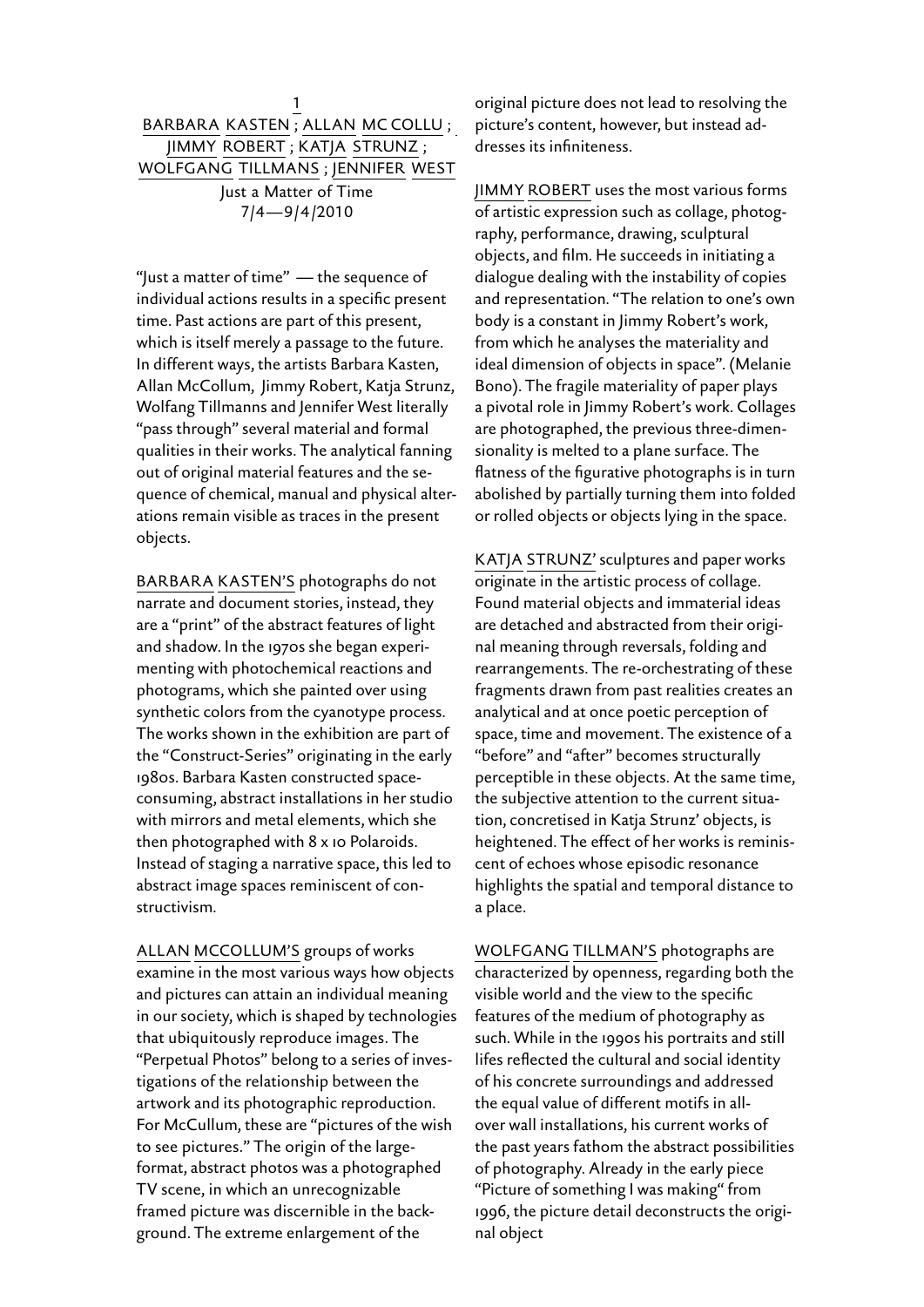1

BARBARA KASTEN ; ALLAN MC COLLU ; JIMMY ROBERT ; KATJA STRUNZ ; WOLFGANG TILLMANS ; JENNIFER WEST

Just a Matter of Time
7/4—9/4/2010

"Just a matter of time" — the sequence of individual actions results in a specific present time. Past actions are part of this present, which is itself merely a passage to the future. In different ways, the artists Barbara Kasten, Allan McCollum, Jimmy Robert, Katja Strunz, Wolfang Tillmanns and Jennifer West literally "pass through" several material and formal qualities in their works. The analytical fanning out of original material features and the sequence of chemical, manual and physical alterations remain visible as traces in the present objects.

BARBARA KASTEN'S photographs do not narrate and document stories, instead, they are a "print" of the abstract features of light and shadow. In the 1970s she began experimenting with photochemical reactions and photograms, which she painted over using synthetic colors from the cyanotype process. The works shown in the exhibition are part of the "Construct-Series" originating in the early 1980s. Barbara Kasten constructed space-consuming, abstract installations in her studio with mirrors and metal elements, which she then photographed with 8 x 10 Polaroids. Instead of staging a narrative space, this led to abstract image spaces reminiscent of constructivism.

ALLAN MCCOLLUM'S groups of works examine in the most various ways how objects and pictures can attain an individual meaning in our society, which is shaped by technologies that ubiquitously reproduce images. The "Perpetual Photos" belong to a series of investigations of the relationship between the artwork and its photographic reproduction. For McCullum, these are "pictures of the wish to see pictures." The origin of the large-format, abstract photos was a photographed TV scene, in which an unrecognizable framed picture was discernible in the background. The extreme enlargement of the original picture does not lead to resolving the picture's content, however, but instead addresses its infiniteness.

JIMMY ROBERT uses the most various forms of artistic expression such as collage, photography, performance, drawing, sculptural objects, and film. He succeeds in initiating a dialogue dealing with the instability of copies and representation. "The relation to one's own body is a constant in Jimmy Robert's work, from which he analyses the materiality and ideal dimension of objects in space". (Melanie Bono). The fragile materiality of paper plays a pivotal role in Jimmy Robert's work. Collages are photographed, the previous three-dimensionality is melted to a plane surface. The flatness of the figurative photographs is in turn abolished by partially turning them into folded or rolled objects or objects lying in the space.

KATJA STRUNZ' sculptures and paper works originate in the artistic process of collage. Found material objects and immaterial ideas are detached and abstracted from their original meaning through reversals, folding and rearrangements. The re-orchestrating of these fragments drawn from past realities creates an analytical and at once poetic perception of space, time and movement. The existence of a "before" and "after" becomes structurally perceptible in these objects. At the same time, the subjective attention to the current situation, concretised in Katja Strunz' objects, is heightened. The effect of her works is reminiscent of echoes whose episodic resonance highlights the spatial and temporal distance to a place.

WOLFGANG TILLMAN'S photographs are characterized by openness, regarding both the visible world and the view to the specific features of the medium of photography as such. While in the 1990s his portraits and still lifes reflected the cultural and social identity of his concrete surroundings and addressed the equal value of different motifs in all-over wall installations, his current works of the past years fathom the abstract possibilities of photography. Already in the early piece "Picture of something I was making" from 1996, the picture detail deconstructs the original object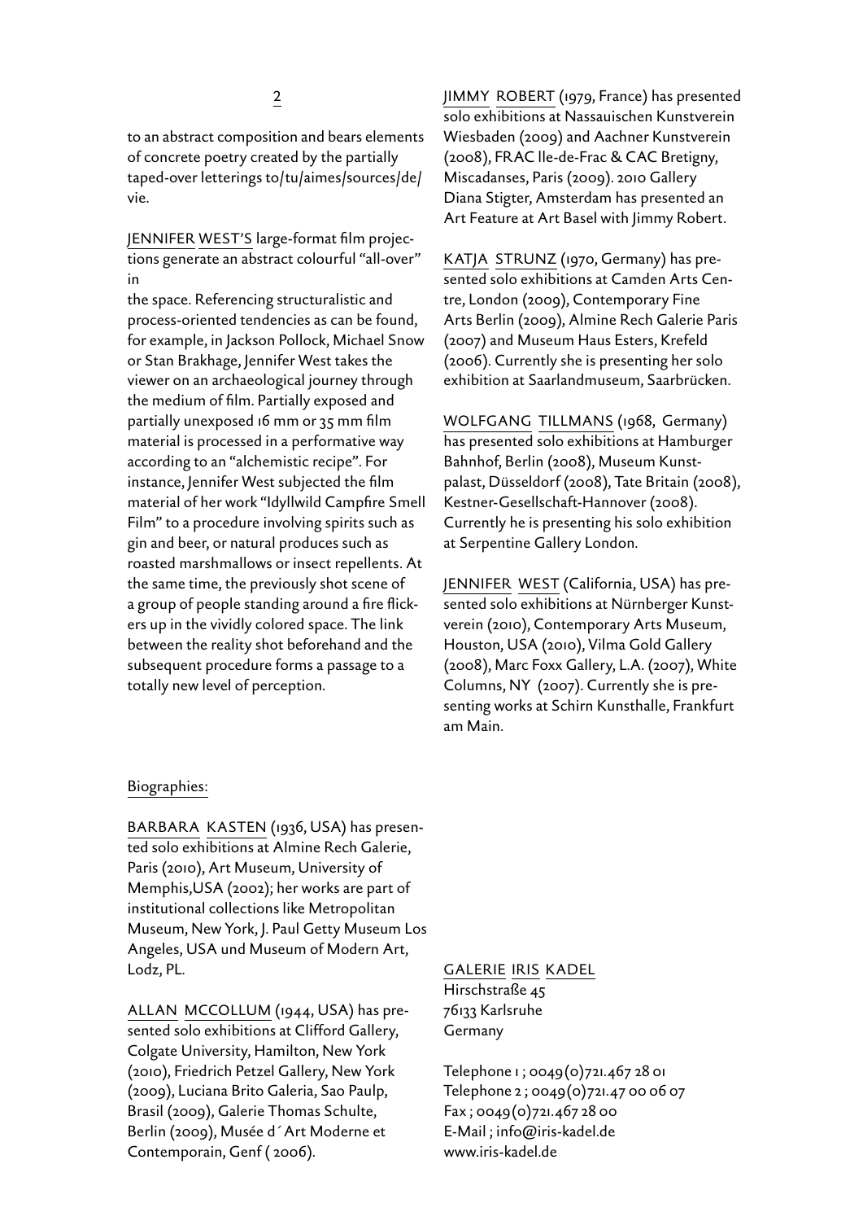to an abstract composition and bears elements of concrete poetry created by the partially taped-over letterings to/tu/aimes/sources/de/vie.

JENNIFER WEST'S large-format film projections generate an abstract colourful "all-over" in

the space. Referencing structuralistic and process-oriented tendencies as can be found, for example, in Jackson Pollock, Michael Snow or Stan Brakhage, Jennifer West takes the viewer on an archaeological journey through the medium of film. Partially exposed and partially unexposed 16 mm or 35 mm film material is processed in a performative way according to an "alchemistic recipe". For instance, Jennifer West subjected the film material of her work "Idyllwild Campfire Smell Film" to a procedure involving spirits such as gin and beer, or natural produces such as roasted marshmallows or insect repellents. At the same time, the previously shot scene of a group of people standing around a fire flickers up in the vividly colored space. The link between the reality shot beforehand and the subsequent procedure forms a passage to a totally new level of perception.

JIMMY ROBERT (1979, France) has presented solo exhibitions at Nassauischen Kunstverein Wiesbaden (2009) and Aachner Kunstverein (2008), FRAC Ile-de-Frac & CAC Bretigny, Miscadanses, Paris (2009). 2010 Gallery Diana Stigter, Amsterdam has presented an Art Feature at Art Basel with Jimmy Robert.

KATJA STRUNZ (1970, Germany) has presented solo exhibitions at Camden Arts Centre, London (2009), Contemporary Fine Arts Berlin (2009), Almine Rech Galerie Paris (2007) and Museum Haus Esters, Krefeld (2006). Currently she is presenting her solo exhibition at Saarlandmuseum, Saarbrücken.

WOLFGANG TILLMANS (1968, Germany) has presented solo exhibitions at Hamburger Bahnhof, Berlin (2008), Museum Kunstpalast, Düsseldorf (2008), Tate Britain (2008), Kestner-Gesellschaft-Hannover (2008). Currently he is presenting his solo exhibition at Serpentine Gallery London.

JENNIFER WEST (California, USA) has presented solo exhibitions at Nürnberger Kunstverein (2010), Contemporary Arts Museum, Houston, USA (2010), Vilma Gold Gallery (2008), Marc Foxx Gallery, L.A. (2007), White Columns, NY (2007). Currently she is presenting works at Schirn Kunsthalle, Frankfurt am Main.

## Biographies:

BARBARA KASTEN (1936, USA) has presented solo exhibitions at Almine Rech Galerie, Paris (2010), Art Museum, University of Memphis,USA (2002); her works are part of institutional collections like Metropolitan Museum, New York, J. Paul Getty Museum Los Angeles, USA und Museum of Modern Art, Lodz, PL.

ALLAN MCCOLLUM (1944, USA) has presented solo exhibitions at Clifford Gallery, Colgate University, Hamilton, New York (2010), Friedrich Petzel Gallery, New York (2009), Luciana Brito Galeria, Sao Paulp, Brasil (2009), Galerie Thomas Schulte, Berlin (2009), Musée d´Art Moderne et Contemporain, Genf ( 2006).

GALERIE IRIS KADEL
Hirschstraße 45
76133 Karlsruhe
Germany

Telephone 1 ; 0049(0)721.467 28 01
Telephone 2 ; 0049(0)721.47 00 06 07
Fax ; 0049(0)721.467 28 00
E-Mail ; info@iris-kadel.de
www.iris-kadel.de